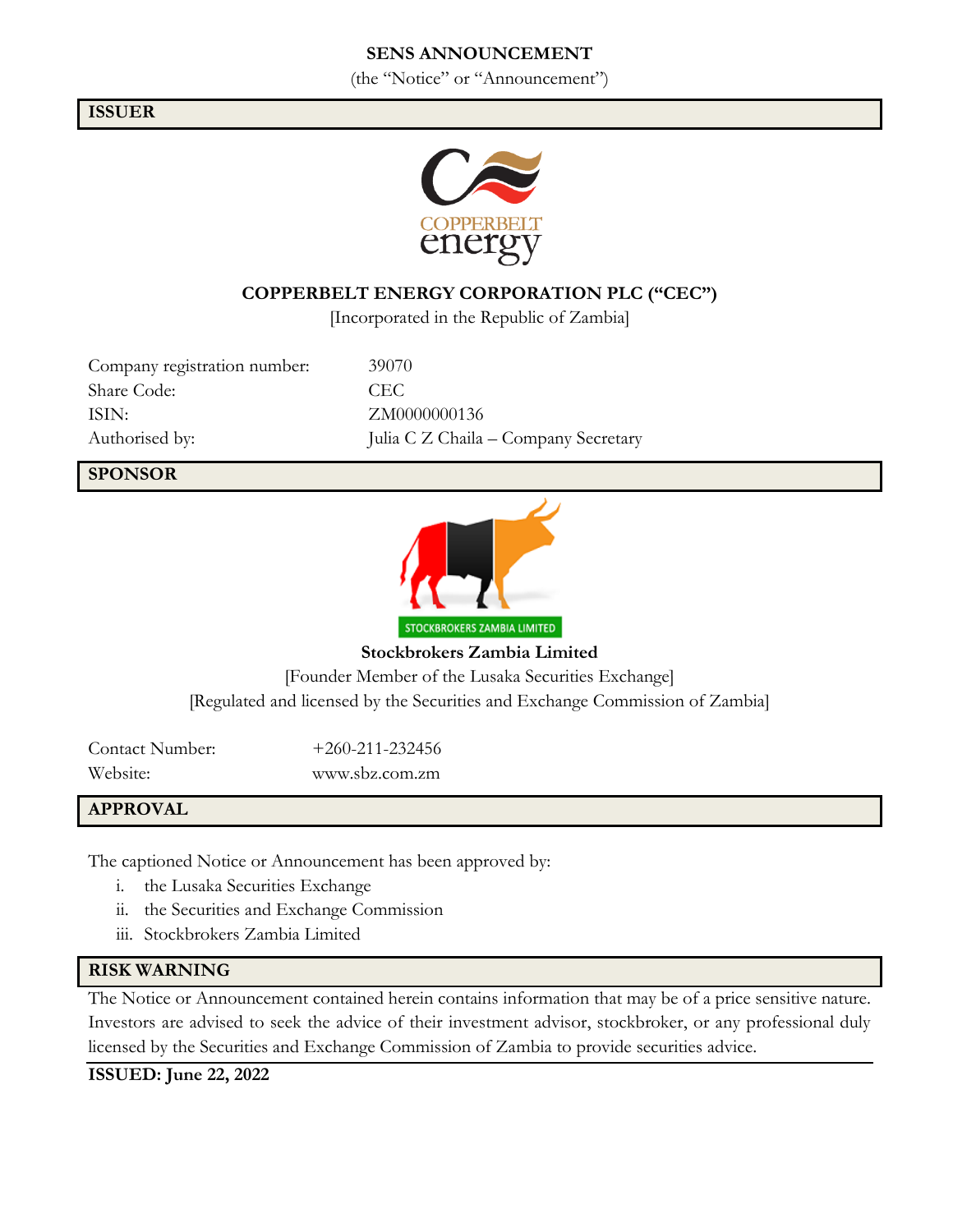# SENS ANNOUNCEMENT

(the "Notice" or "Announcement")

## ISSUER

COPPERBELT energy

**COPPERBELT ENERGY CORPORATION PLC ("CEC")**

[Incorporated in the Republic of Zambia]

| | |
|---|---|
| Company registration number: | 39070 |
| Share Code: | CEC |
| ISIN: | ZM0000000136 |
| Authorised by: | Julia C Z Chaila – Company Secretary |

## SPONSOR

STOCKBROKERS ZAMBIA LIMITED

**Stockbrokers Zambia Limited**

[Founder Member of the Lusaka Securities Exchange]

[Regulated and licensed by the Securities and Exchange Commission of Zambia]

| | |
|---|---|
| Contact Number: | +260-211-232456 |
| Website: | www.sbz.com.zm |

## APPROVAL

The captioned Notice or Announcement has been approved by:

i. the Lusaka Securities Exchange
ii. the Securities and Exchange Commission
iii. Stockbrokers Zambia Limited

## RISK WARNING

The Notice or Announcement contained herein contains information that may be of a price sensitive nature. Investors are advised to seek the advice of their investment advisor, stockbroker, or any professional duly licensed by the Securities and Exchange Commission of Zambia to provide securities advice.

**ISSUED: June 22, 2022**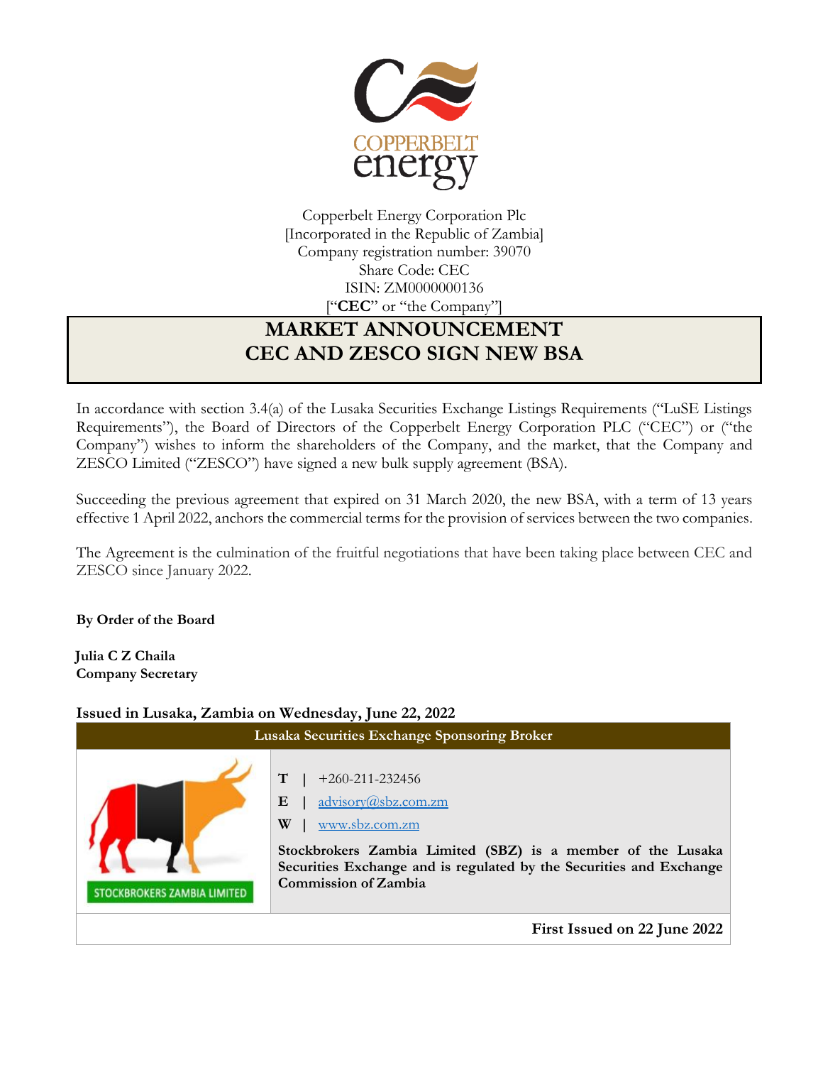Copperbelt Energy Corporation Plc
[Incorporated in the Republic of Zambia]
Company registration number: 39070
Share Code: CEC
ISIN: ZM0000000136
["**CEC**" or "the Company"]

# MARKET ANNOUNCEMENT
# CEC AND ZESCO SIGN NEW BSA

In accordance with section 3.4(a) of the Lusaka Securities Exchange Listings Requirements ("LuSE Listings Requirements"), the Board of Directors of the Copperbelt Energy Corporation PLC ("CEC") or ("the Company") wishes to inform the shareholders of the Company, and the market, that the Company and ZESCO Limited ("ZESCO") have signed a new bulk supply agreement (BSA).

Succeeding the previous agreement that expired on 31 March 2020, the new BSA, with a term of 13 years effective 1 April 2022, anchors the commercial terms for the provision of services between the two companies.

The Agreement is the culmination of the fruitful negotiations that have been taking place between CEC and ZESCO since January 2022.

**By Order of the Board**

**Julia C Z Chaila**
**Company Secretary**

**Issued in Lusaka, Zambia on Wednesday, June 22, 2022**

**Lusaka Securities Exchange Sponsoring Broker**

STOCKBROKERS ZAMBIA LIMITED

**T** | +260-211-232456

**E** | advisory@sbz.com.zm

**W** | www.sbz.com.zm

**Stockbrokers Zambia Limited (SBZ) is a member of the Lusaka Securities Exchange and is regulated by the Securities and Exchange Commission of Zambia**

**First Issued on 22 June 2022**